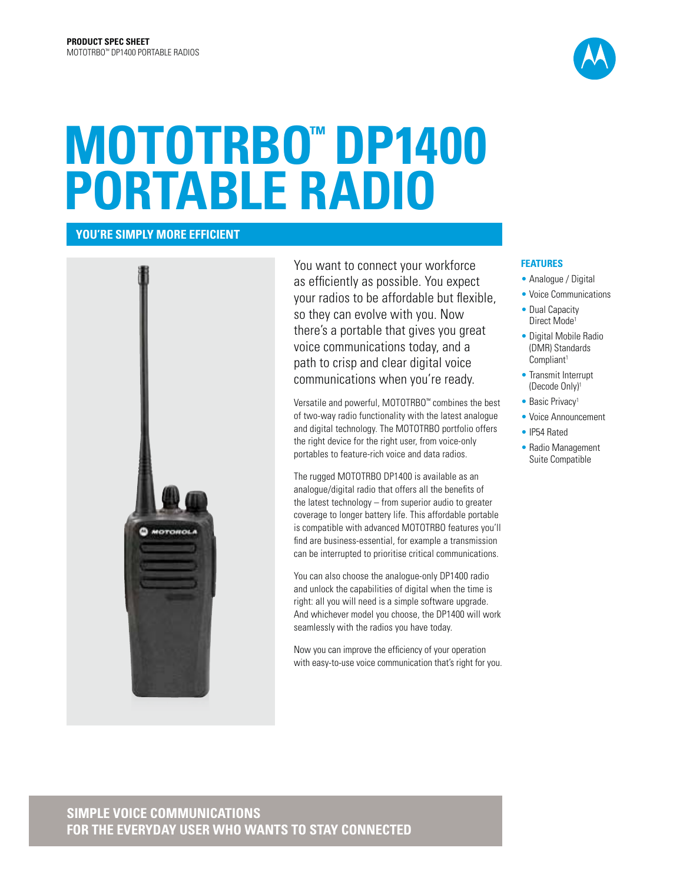**PRODUCT SPEC SHEET**
MOTOTRBO™ DP1400 PORTABLE RADIOS

# MOTOTRBO™ DP1400 PORTABLE RADIO

## YOU'RE SIMPLY MORE EFFICIENT

You want to connect your workforce as efficiently as possible. You expect your radios to be affordable but flexible, so they can evolve with you. Now there's a portable that gives you great voice communications today, and a path to crisp and clear digital voice communications when you're ready.

Versatile and powerful, MOTOTRBO™ combines the best of two-way radio functionality with the latest analogue and digital technology. The MOTOTRBO portfolio offers the right device for the right user, from voice-only portables to feature-rich voice and data radios.

The rugged MOTOTRBO DP1400 is available as an analogue/digital radio that offers all the benefits of the latest technology – from superior audio to greater coverage to longer battery life. This affordable portable is compatible with advanced MOTOTRBO features you'll find are business-essential, for example a transmission can be interrupted to prioritise critical communications.

You can also choose the analogue-only DP1400 radio and unlock the capabilities of digital when the time is right: all you will need is a simple software upgrade. And whichever model you choose, the DP1400 will work seamlessly with the radios you have today.

Now you can improve the efficiency of your operation with easy-to-use voice communication that's right for you.

### FEATURES

- Analogue / Digital
- Voice Communications
- Dual Capacity Direct Mode[1]
- Digital Mobile Radio (DMR) Standards Compliant[1]
- Transmit Interrupt (Decode Only)[1]
- Basic Privacy[1]
- Voice Announcement
- IP54 Rated
- Radio Management Suite Compatible

**SIMPLE VOICE COMMUNICATIONS**
**FOR THE EVERYDAY USER WHO WANTS TO STAY CONNECTED**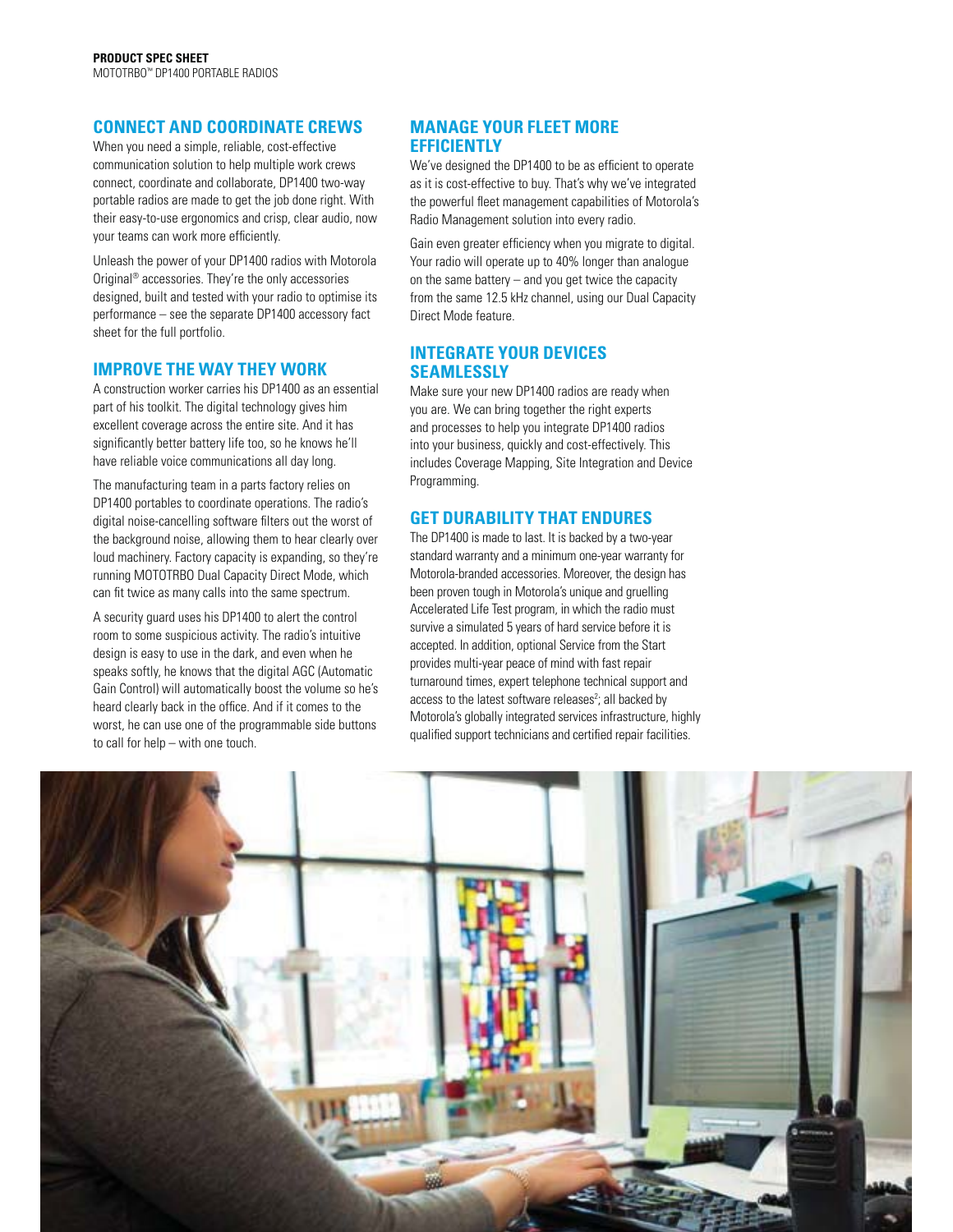## CONNECT AND COORDINATE CREWS

When you need a simple, reliable, cost-effective communication solution to help multiple work crews connect, coordinate and collaborate, DP1400 two-way portable radios are made to get the job done right. With their easy-to-use ergonomics and crisp, clear audio, now your teams can work more efficiently.

Unleash the power of your DP1400 radios with Motorola Original® accessories. They're the only accessories designed, built and tested with your radio to optimise its performance – see the separate DP1400 accessory fact sheet for the full portfolio.

## IMPROVE THE WAY THEY WORK

A construction worker carries his DP1400 as an essential part of his toolkit. The digital technology gives him excellent coverage across the entire site. And it has significantly better battery life too, so he knows he'll have reliable voice communications all day long.

The manufacturing team in a parts factory relies on DP1400 portables to coordinate operations. The radio's digital noise-cancelling software filters out the worst of the background noise, allowing them to hear clearly over loud machinery. Factory capacity is expanding, so they're running MOTOTRBO Dual Capacity Direct Mode, which can fit twice as many calls into the same spectrum.

A security guard uses his DP1400 to alert the control room to some suspicious activity. The radio's intuitive design is easy to use in the dark, and even when he speaks softly, he knows that the digital AGC (Automatic Gain Control) will automatically boost the volume so he's heard clearly back in the office. And if it comes to the worst, he can use one of the programmable side buttons to call for help – with one touch.

## MANAGE YOUR FLEET MORE EFFICIENTLY

We've designed the DP1400 to be as efficient to operate as it is cost-effective to buy. That's why we've integrated the powerful fleet management capabilities of Motorola's Radio Management solution into every radio.

Gain even greater efficiency when you migrate to digital. Your radio will operate up to 40% longer than analogue on the same battery – and you get twice the capacity from the same 12.5 kHz channel, using our Dual Capacity Direct Mode feature.

## INTEGRATE YOUR DEVICES SEAMLESSLY

Make sure your new DP1400 radios are ready when you are. We can bring together the right experts and processes to help you integrate DP1400 radios into your business, quickly and cost-effectively. This includes Coverage Mapping, Site Integration and Device Programming.

## GET DURABILITY THAT ENDURES

The DP1400 is made to last. It is backed by a two-year standard warranty and a minimum one-year warranty for Motorola-branded accessories. Moreover, the design has been proven tough in Motorola's unique and gruelling Accelerated Life Test program, in which the radio must survive a simulated 5 years of hard service before it is accepted. In addition, optional Service from the Start provides multi-year peace of mind with fast repair turnaround times, expert telephone technical support and access to the latest software releases[2]; all backed by Motorola's globally integrated services infrastructure, highly qualified support technicians and certified repair facilities.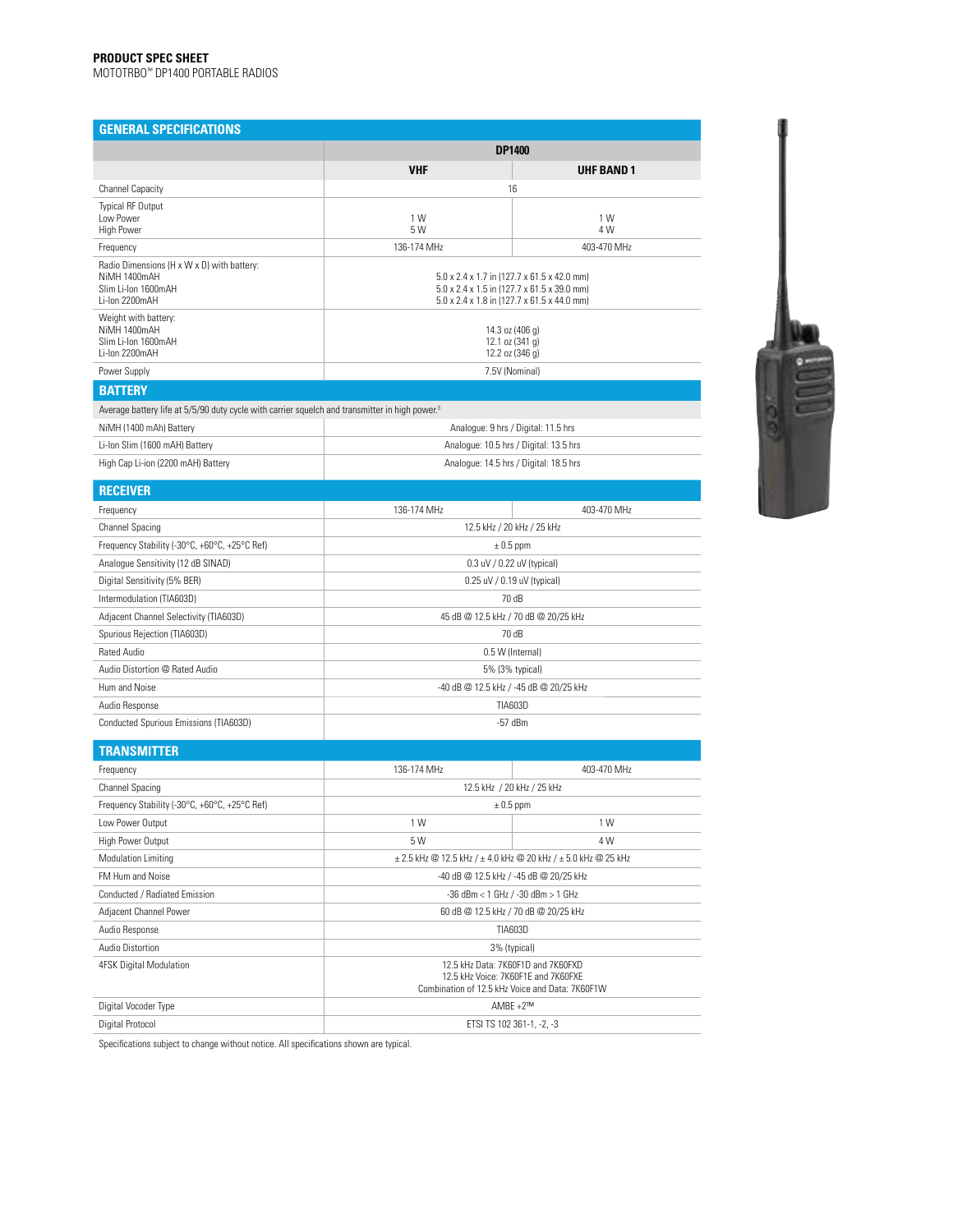**PRODUCT SPEC SHEET**
MOTOTRBO™ DP1400 PORTABLE RADIOS

## GENERAL SPECIFICATIONS

| | DP1400 | |
|---|---|---|
| | **VHF** | **UHF BAND 1** |
| Channel Capacity | 16 | |
| Typical RF Output<br>Low Power<br>High Power | 1 W<br>5 W | 1 W<br>4 W |
| Frequency | 136-174 MHz | 403-470 MHz |
| Radio Dimensions (H x W x D) with battery:<br>NiMH 1400mAH<br>Slim Li-Ion 1600mAH<br>Li-Ion 2200mAH | 5.0 x 2.4 x 1.7 in (127.7 x 61.5 x 42.0 mm)<br>5.0 x 2.4 x 1.5 in (127.7 x 61.5 x 39.0 mm)<br>5.0 x 2.4 x 1.8 in (127.7 x 61.5 x 44.0 mm) | |
| Weight with battery:<br>NiMH 1400mAH<br>Slim Li-Ion 1600mAH<br>Li-Ion 2200mAH | 14.3 oz (406 g)<br>12.1 oz (341 g)<br>12.2 oz (346 g) | |
| Power Supply | 7.5V (Nominal) | |

## BATTERY

| Average battery life at 5/5/90 duty cycle with carrier squelch and transmitter in high power.[3] | |
|---|---|
| NiMH (1400 mAh) Battery | Analogue: 9 hrs / Digital: 11.5 hrs |
| Li-Ion Slim (1600 mAH) Battery | Analogue: 10.5 hrs / Digital: 13.5 hrs |
| High Cap Li-ion (2200 mAH) Battery | Analogue: 14.5 hrs / Digital: 18.5 hrs |

## RECEIVER

| | | |
|---|---|---|
| Frequency | 136-174 MHz | 403-470 MHz |
| Channel Spacing | 12.5 kHz / 20 kHz / 25 kHz | |
| Frequency Stability (-30°C, +60°C, +25°C Ref) | ± 0.5 ppm | |
| Analogue Sensitivity (12 dB SINAD) | 0.3 uV / 0.22 uV (typical) | |
| Digital Sensitivity (5% BER) | 0.25 uV / 0.19 uV (typical) | |
| Intermodulation (TIA603D) | 70 dB | |
| Adjacent Channel Selectivity (TIA603D) | 45 dB @ 12.5 kHz / 70 dB @ 20/25 kHz | |
| Spurious Rejection (TIA603D) | 70 dB | |
| Rated Audio | 0.5 W (Internal) | |
| Audio Distortion @ Rated Audio | 5% (3% typical) | |
| Hum and Noise | -40 dB @ 12.5 kHz / -45 dB @ 20/25 kHz | |
| Audio Response | TIA603D | |
| Conducted Spurious Emissions (TIA603D) | -57 dBm | |

## TRANSMITTER

| | | |
|---|---|---|
| Frequency | 136-174 MHz | 403-470 MHz |
| Channel Spacing | 12.5 kHz / 20 kHz / 25 kHz | |
| Frequency Stability (-30°C, +60°C, +25°C Ref) | ± 0.5 ppm | |
| Low Power Output | 1 W | 1 W |
| High Power Output | 5 W | 4 W |
| Modulation Limiting | ± 2.5 kHz @ 12.5 kHz / ± 4.0 kHz @ 20 kHz / ± 5.0 kHz @ 25 kHz | |
| FM Hum and Noise | -40 dB @ 12.5 kHz / -45 dB @ 20/25 kHz | |
| Conducted / Radiated Emission | -36 dBm < 1 GHz / -30 dBm > 1 GHz | |
| Adjacent Channel Power | 60 dB @ 12.5 kHz / 70 dB @ 20/25 kHz | |
| Audio Response | TIA603D | |
| Audio Distortion | 3% (typical) | |
| 4FSK Digital Modulation | 12.5 kHz Data: 7K60F1D and 7K60FXD<br>12.5 kHz Voice: 7K60F1E and 7K60FXE<br>Combination of 12.5 kHz Voice and Data: 7K60F1W | |
| Digital Vocoder Type | AMBE +2™ | |
| Digital Protocol | ETSI TS 102 361-1, -2, -3 | |

Specifications subject to change without notice. All specifications shown are typical.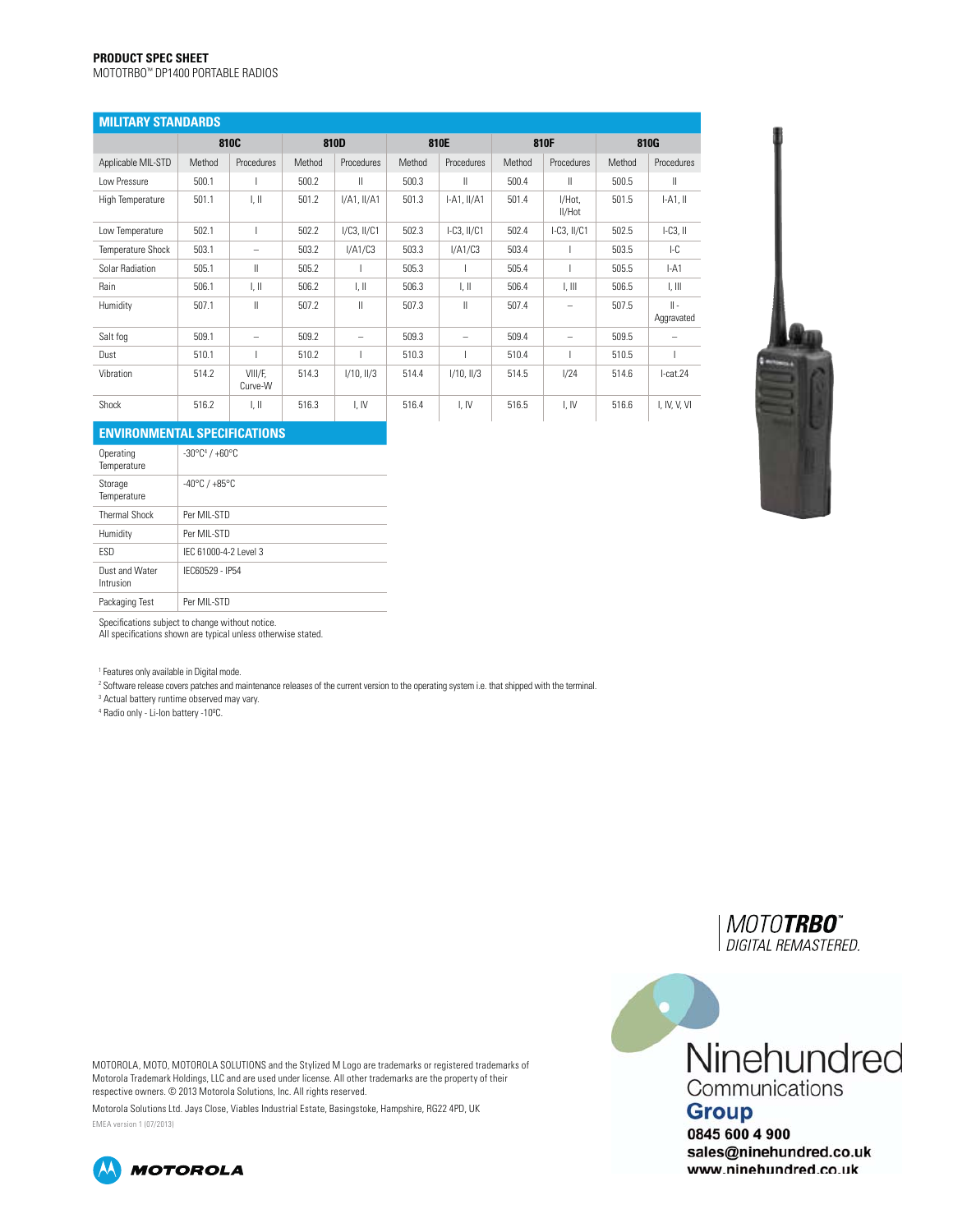**PRODUCT SPEC SHEET**
MOTOTRBO™ DP1400 PORTABLE RADIOS

## MILITARY STANDARDS

| | 810C | | 810D | | 810E | | 810F | | 810G | |
|---|---|---|---|---|---|---|---|---|---|---|
| Applicable MIL-STD | Method | Procedures | Method | Procedures | Method | Procedures | Method | Procedures | Method | Procedures |
| Low Pressure | 500.1 | I | 500.2 | II | 500.3 | II | 500.4 | II | 500.5 | II |
| High Temperature | 501.1 | I, II | 501.2 | I/A1, II/A1 | 501.3 | I-A1, II/A1 | 501.4 | I/Hot, II/Hot | 501.5 | I-A1, II |
| Low Temperature | 502.1 | I | 502.2 | I/C3, II/C1 | 502.3 | I-C3, II/C1 | 502.4 | I-C3, II/C1 | 502.5 | I-C3, II |
| Temperature Shock | 503.1 | – | 503.2 | I/A1/C3 | 503.3 | I/A1/C3 | 503.4 | I | 503.5 | I-C |
| Solar Radiation | 505.1 | II | 505.2 | I | 505.3 | I | 505.4 | I | 505.5 | I-A1 |
| Rain | 506.1 | I, II | 506.2 | I, II | 506.3 | I, II | 506.4 | I, III | 506.5 | I, III |
| Humidity | 507.1 | II | 507.2 | II | 507.3 | II | 507.4 | – | 507.5 | II - Aggravated |
| Salt fog | 509.1 | – | 509.2 | – | 509.3 | – | 509.4 | – | 509.5 | – |
| Dust | 510.1 | I | 510.2 | I | 510.3 | I | 510.4 | I | 510.5 | I |
| Vibration | 514.2 | VIII/F, Curve-W | 514.3 | I/10, II/3 | 514.4 | I/10, II/3 | 514.5 | I/24 | 514.6 | I-cat.24 |
| Shock | 516.2 | I, II | 516.3 | I, IV | 516.4 | I, IV | 516.5 | I, IV | 516.6 | I, IV, V, VI |

## ENVIRONMENTAL SPECIFICATIONS

| | |
|---|---|
| Operating Temperature | -30°C[4] / +60°C |
| Storage Temperature | -40°C / +85°C |
| Thermal Shock | Per MIL-STD |
| Humidity | Per MIL-STD |
| ESD | IEC 61000-4-2 Level 3 |
| Dust and Water Intrusion | IEC60529 - IP54 |
| Packaging Test | Per MIL-STD |

Specifications subject to change without notice.
All specifications shown are typical unless otherwise stated.

[1] Features only available in Digital mode.
[2] Software release covers patches and maintenance releases of the current version to the operating system i.e. that shipped with the terminal.
[3] Actual battery runtime observed may vary.
[4] Radio only - Li-Ion battery -10ºC.

MOTOTRBO™ DIGITAL REMASTERED.

Ninehundred Communications Group
0845 600 4 900
sales@ninehundred.co.uk
www.ninehundred.co.uk

MOTOROLA, MOTO, MOTOROLA SOLUTIONS and the Stylized M Logo are trademarks or registered trademarks of Motorola Trademark Holdings, LLC and are used under license. All other trademarks are the property of their respective owners. © 2013 Motorola Solutions, Inc. All rights reserved.

Motorola Solutions Ltd. Jays Close, Viables Industrial Estate, Basingstoke, Hampshire, RG22 4PD, UK

EMEA version 1 (07/2013)

MOTOROLA